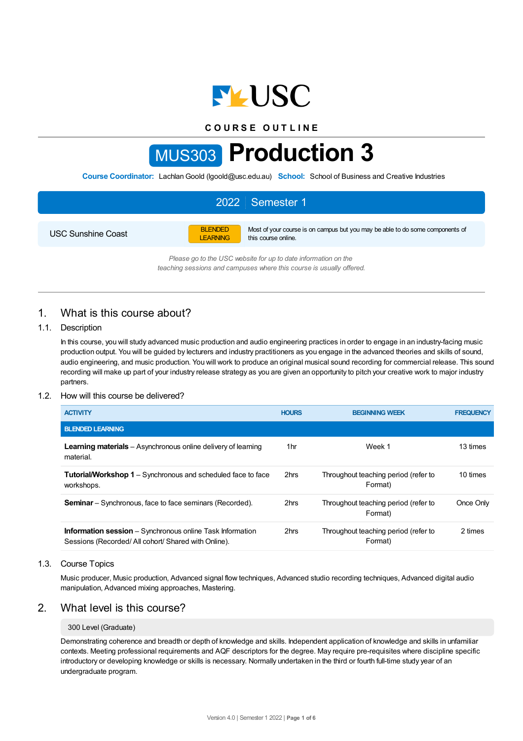USC

COURSE OUTLINE

# MUS303 Production 3

**Course Coordinator:** Lachlan Goold (lgoold@usc.edu.au) **School:** School of Business and Creative Industries

**2022 | Semester 1**

USC Sunshine Coast

BLENDED LEARNING — Most of your course is on campus but you may be able to do some components of this course online.

*Please go to the USC website for up to date information on the teaching sessions and campuses where this course is usually offered.*

## 1. What is this course about?

### 1.1. Description

In this course, you will study advanced music production and audio engineering practices in order to engage in an industry-facing music production output. You will be guided by lecturers and industry practitioners as you engage in the advanced theories and skills of sound, audio engineering, and music production. You will work to produce an original musical sound recording for commercial release. This sound recording will make up part of your industry release strategy as you are given an opportunity to pitch your creative work to major industry partners.

### 1.2. How will this course be delivered?

| ACTIVITY | HOURS | BEGINNING WEEK | FREQUENCY |
|---|---|---|---|
| **BLENDED LEARNING** | | | |
| **Learning materials** – Asynchronous online delivery of learning material. | 1hr | Week 1 | 13 times |
| **Tutorial/Workshop 1** – Synchronous and scheduled face to face workshops. | 2hrs | Throughout teaching period (refer to Format) | 10 times |
| **Seminar** – Synchronous, face to face seminars (Recorded). | 2hrs | Throughout teaching period (refer to Format) | Once Only |
| **Information session** – Synchronous online Task Information Sessions (Recorded/ All cohort/ Shared with Online). | 2hrs | Throughout teaching period (refer to Format) | 2 times |

### 1.3. Course Topics

Music producer, Music production, Advanced signal flow techniques, Advanced studio recording techniques, Advanced digital audio manipulation, Advanced mixing approaches, Mastering.

## 2. What level is this course?

300 Level (Graduate)

Demonstrating coherence and breadth or depth of knowledge and skills. Independent application of knowledge and skills in unfamiliar contexts. Meeting professional requirements and AQF descriptors for the degree. May require pre-requisites where discipline specific introductory or developing knowledge or skills is necessary. Normally undertaken in the third or fourth full-time study year of an undergraduate program.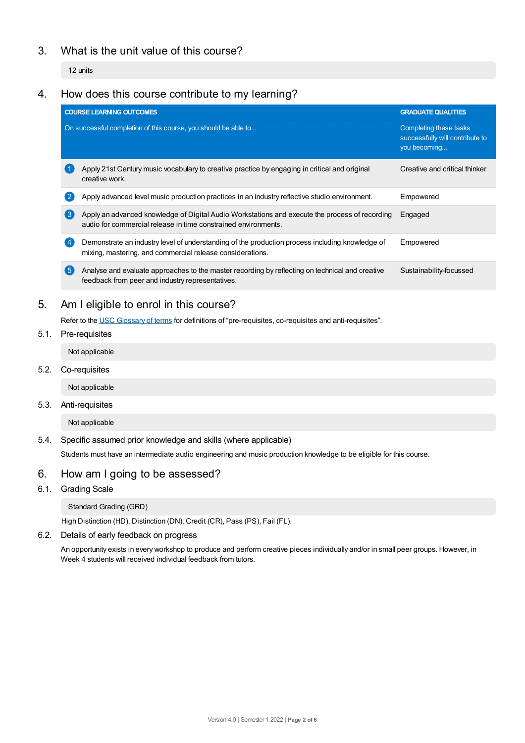## 3. What is the unit value of this course?

12 units

## 4. How does this course contribute to my learning?

| | COURSE LEARNING OUTCOMES<br>On successful completion of this course, you should be able to... | GRADUATE QUALITIES<br>Completing these tasks successfully will contribute to you becoming... |
|---|---|---|
| 1 | Apply 21st Century music vocabulary to creative practice by engaging in critical and original creative work. | Creative and critical thinker |
| 2 | Apply advanced level music production practices in an industry reflective studio environment. | Empowered |
| 3 | Apply an advanced knowledge of Digital Audio Workstations and execute the process of recording audio for commercial release in time constrained environments. | Engaged |
| 4 | Demonstrate an industry level of understanding of the production process including knowledge of mixing, mastering, and commercial release considerations. | Empowered |
| 5 | Analyse and evaluate approaches to the master recording by reflecting on technical and creative feedback from peer and industry representatives. | Sustainability-focussed |

## 5. Am I eligible to enrol in this course?

Refer to the USC Glossary of terms for definitions of “pre-requisites, co-requisites and anti-requisites”.

### 5.1. Pre-requisites

Not applicable

### 5.2. Co-requisites

Not applicable

### 5.3. Anti-requisites

Not applicable

### 5.4. Specific assumed prior knowledge and skills (where applicable)

Students must have an intermediate audio engineering and music production knowledge to be eligible for this course.

## 6. How am I going to be assessed?

### 6.1. Grading Scale

Standard Grading (GRD)

High Distinction (HD), Distinction (DN), Credit (CR), Pass (PS), Fail (FL).

### 6.2. Details of early feedback on progress

An opportunity exists in every workshop to produce and perform creative pieces individually and/or in small peer groups. However, in Week 4 students will received individual feedback from tutors.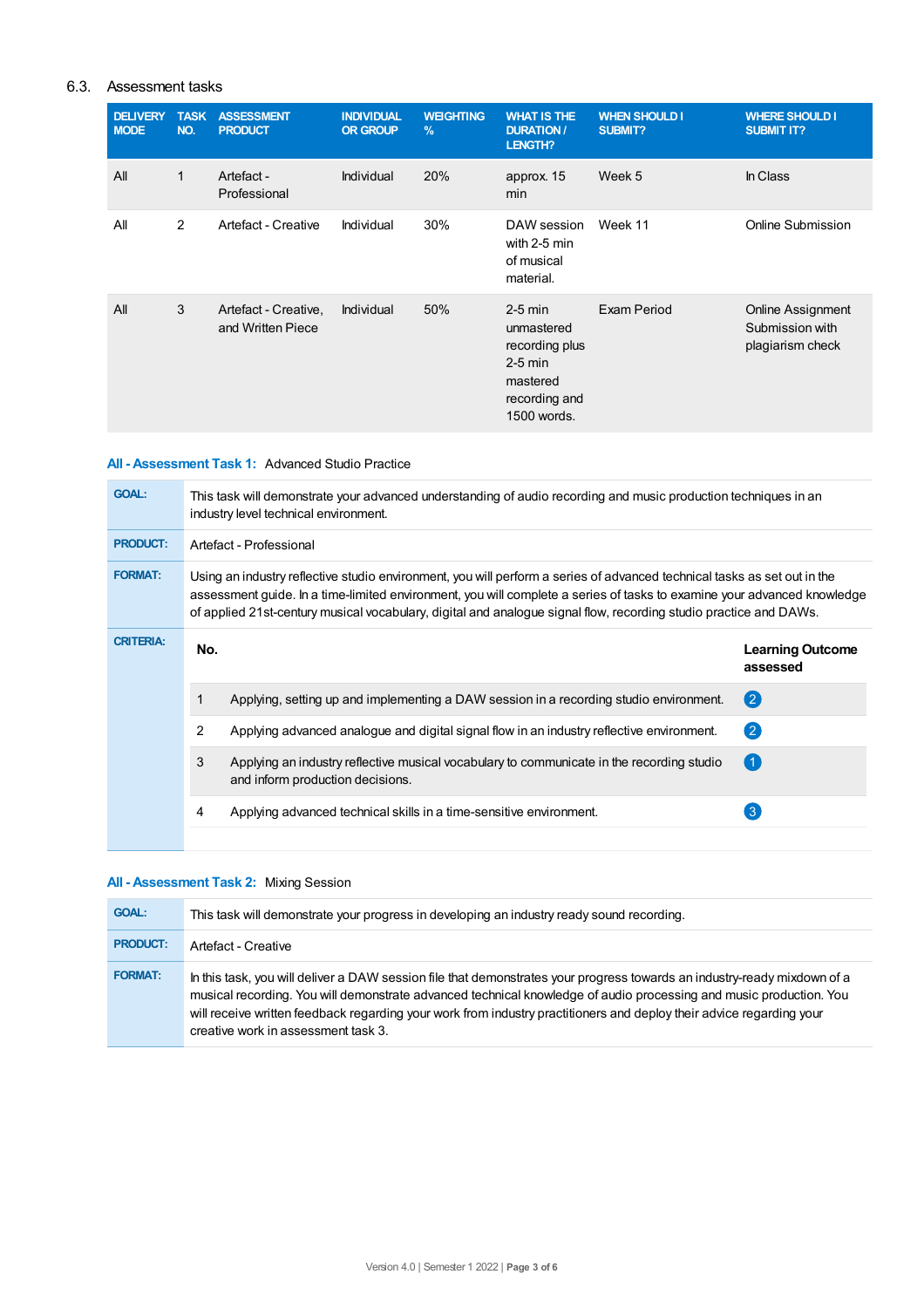### 6.3. Assessment tasks

| DELIVERY MODE | TASK NO. | ASSESSMENT PRODUCT | INDIVIDUAL OR GROUP | WEIGHTING % | WHAT IS THE DURATION / LENGTH? | WHEN SHOULD I SUBMIT? | WHERE SHOULD I SUBMIT IT? |
|---|---|---|---|---|---|---|---|
| All | 1 | Artefact - Professional | Individual | 20% | approx. 15 min | Week 5 | In Class |
| All | 2 | Artefact - Creative | Individual | 30% | DAW session with 2-5 min of musical material. | Week 11 | Online Submission |
| All | 3 | Artefact - Creative, and Written Piece | Individual | 50% | 2-5 min unmastered recording plus 2-5 min mastered recording and 1500 words. | Exam Period | Online Assignment Submission with plagiarism check |

**All - Assessment Task 1:** Advanced Studio Practice

**GOAL:** This task will demonstrate your advanced understanding of audio recording and music production techniques in an industry level technical environment.

**PRODUCT:** Artefact - Professional

**FORMAT:** Using an industry reflective studio environment, you will perform a series of advanced technical tasks as set out in the assessment guide. In a time-limited environment, you will complete a series of tasks to examine your advanced knowledge of applied 21st-century musical vocabulary, digital and analogue signal flow, recording studio practice and DAWs.

**CRITERIA:**

| No. | | Learning Outcome assessed |
|---|---|---|
| 1 | Applying, setting up and implementing a DAW session in a recording studio environment. | 2 |
| 2 | Applying advanced analogue and digital signal flow in an industry reflective environment. | 2 |
| 3 | Applying an industry reflective musical vocabulary to communicate in the recording studio and inform production decisions. | 1 |
| 4 | Applying advanced technical skills in a time-sensitive environment. | 3 |

**All - Assessment Task 2:** Mixing Session

**GOAL:** This task will demonstrate your progress in developing an industry ready sound recording.

**PRODUCT:** Artefact - Creative

**FORMAT:** In this task, you will deliver a DAW session file that demonstrates your progress towards an industry-ready mixdown of a musical recording. You will demonstrate advanced technical knowledge of audio processing and music production. You will receive written feedback regarding your work from industry practitioners and deploy their advice regarding your creative work in assessment task 3.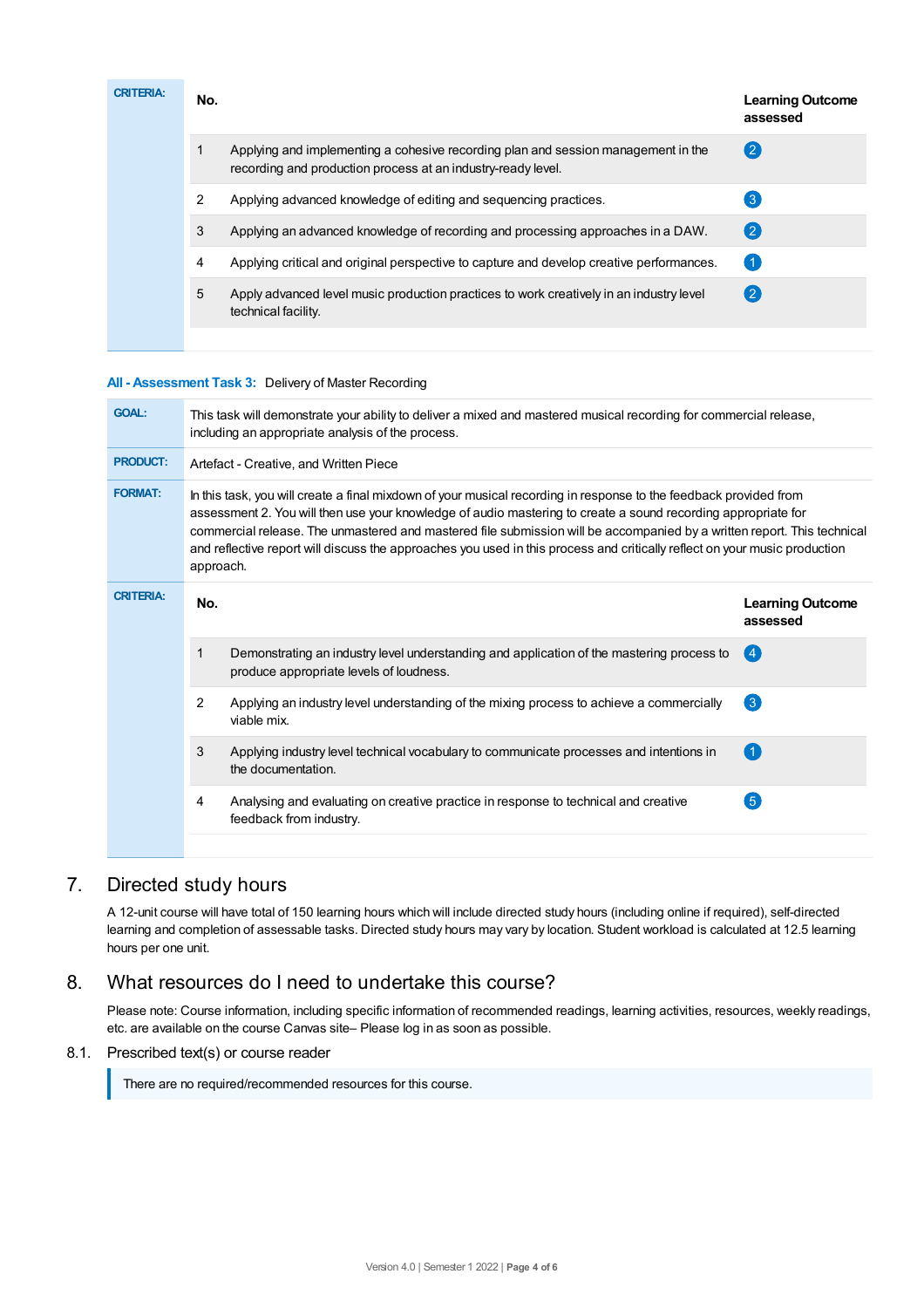**CRITERIA:**

| No. | | Learning Outcome assessed |
|---|---|---|
| 1 | Applying and implementing a cohesive recording plan and session management in the recording and production process at an industry-ready level. | 2 |
| 2 | Applying advanced knowledge of editing and sequencing practices. | 3 |
| 3 | Applying an advanced knowledge of recording and processing approaches in a DAW. | 2 |
| 4 | Applying critical and original perspective to capture and develop creative performances. | 1 |
| 5 | Apply advanced level music production practices to work creatively in an industry level technical facility. | 2 |

**All - Assessment Task 3:** Delivery of Master Recording

**GOAL:** This task will demonstrate your ability to deliver a mixed and mastered musical recording for commercial release, including an appropriate analysis of the process.

**PRODUCT:** Artefact - Creative, and Written Piece

**FORMAT:** In this task, you will create a final mixdown of your musical recording in response to the feedback provided from assessment 2. You will then use your knowledge of audio mastering to create a sound recording appropriate for commercial release. The unmastered and mastered file submission will be accompanied by a written report. This technical and reflective report will discuss the approaches you used in this process and critically reflect on your music production approach.

**CRITERIA:**

| No. | | Learning Outcome assessed |
|---|---|---|
| 1 | Demonstrating an industry level understanding and application of the mastering process to produce appropriate levels of loudness. | 4 |
| 2 | Applying an industry level understanding of the mixing process to achieve a commercially viable mix. | 3 |
| 3 | Applying industry level technical vocabulary to communicate processes and intentions in the documentation. | 1 |
| 4 | Analysing and evaluating on creative practice in response to technical and creative feedback from industry. | 5 |

## 7. Directed study hours

A 12-unit course will have total of 150 learning hours which will include directed study hours (including online if required), self-directed learning and completion of assessable tasks. Directed study hours may vary by location. Student workload is calculated at 12.5 learning hours per one unit.

## 8. What resources do I need to undertake this course?

Please note: Course information, including specific information of recommended readings, learning activities, resources, weekly readings, etc. are available on the course Canvas site– Please log in as soon as possible.

### 8.1. Prescribed text(s) or course reader

There are no required/recommended resources for this course.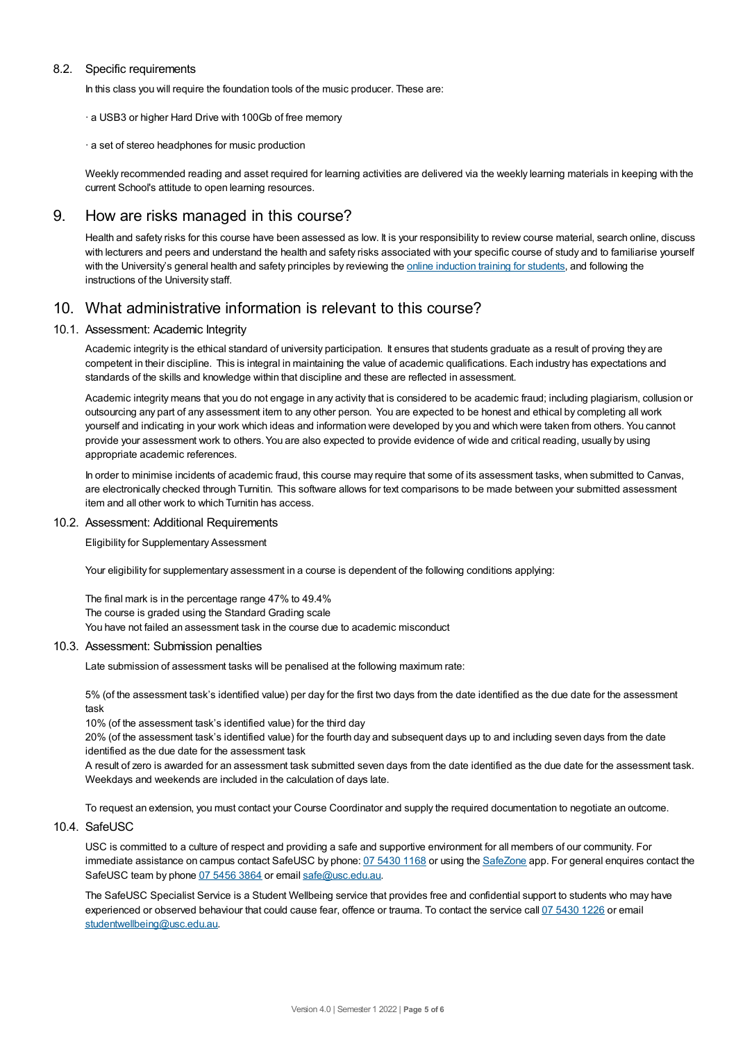### 8.2. Specific requirements

In this class you will require the foundation tools of the music producer. These are:

· a USB3 or higher Hard Drive with 100Gb of free memory

· a set of stereo headphones for music production

Weekly recommended reading and asset required for learning activities are delivered via the weekly learning materials in keeping with the current School's attitude to open learning resources.

## 9. How are risks managed in this course?

Health and safety risks for this course have been assessed as low. It is your responsibility to review course material, search online, discuss with lecturers and peers and understand the health and safety risks associated with your specific course of study and to familiarise yourself with the University's general health and safety principles by reviewing the online induction training for students, and following the instructions of the University staff.

## 10. What administrative information is relevant to this course?

### 10.1. Assessment: Academic Integrity

Academic integrity is the ethical standard of university participation. It ensures that students graduate as a result of proving they are competent in their discipline. This is integral in maintaining the value of academic qualifications. Each industry has expectations and standards of the skills and knowledge within that discipline and these are reflected in assessment.

Academic integrity means that you do not engage in any activity that is considered to be academic fraud; including plagiarism, collusion or outsourcing any part of any assessment item to any other person. You are expected to be honest and ethical by completing all work yourself and indicating in your work which ideas and information were developed by you and which were taken from others. You cannot provide your assessment work to others. You are also expected to provide evidence of wide and critical reading, usually by using appropriate academic references.

In order to minimise incidents of academic fraud, this course may require that some of its assessment tasks, when submitted to Canvas, are electronically checked through Turnitin. This software allows for text comparisons to be made between your submitted assessment item and all other work to which Turnitin has access.

### 10.2. Assessment: Additional Requirements

Eligibility for Supplementary Assessment

Your eligibility for supplementary assessment in a course is dependent of the following conditions applying:

The final mark is in the percentage range 47% to 49.4%
The course is graded using the Standard Grading scale
You have not failed an assessment task in the course due to academic misconduct

### 10.3. Assessment: Submission penalties

Late submission of assessment tasks will be penalised at the following maximum rate:

5% (of the assessment task's identified value) per day for the first two days from the date identified as the due date for the assessment task
10% (of the assessment task's identified value) for the third day
20% (of the assessment task's identified value) for the fourth day and subsequent days up to and including seven days from the date identified as the due date for the assessment task
A result of zero is awarded for an assessment task submitted seven days from the date identified as the due date for the assessment task. Weekdays and weekends are included in the calculation of days late.

To request an extension, you must contact your Course Coordinator and supply the required documentation to negotiate an outcome.

### 10.4. SafeUSC

USC is committed to a culture of respect and providing a safe and supportive environment for all members of our community. For immediate assistance on campus contact SafeUSC by phone: 07 5430 1168 or using the SafeZone app. For general enquires contact the SafeUSC team by phone 07 5456 3864 or email safe@usc.edu.au.

The SafeUSC Specialist Service is a Student Wellbeing service that provides free and confidential support to students who may have experienced or observed behaviour that could cause fear, offence or trauma. To contact the service call 07 5430 1226 or email studentwellbeing@usc.edu.au.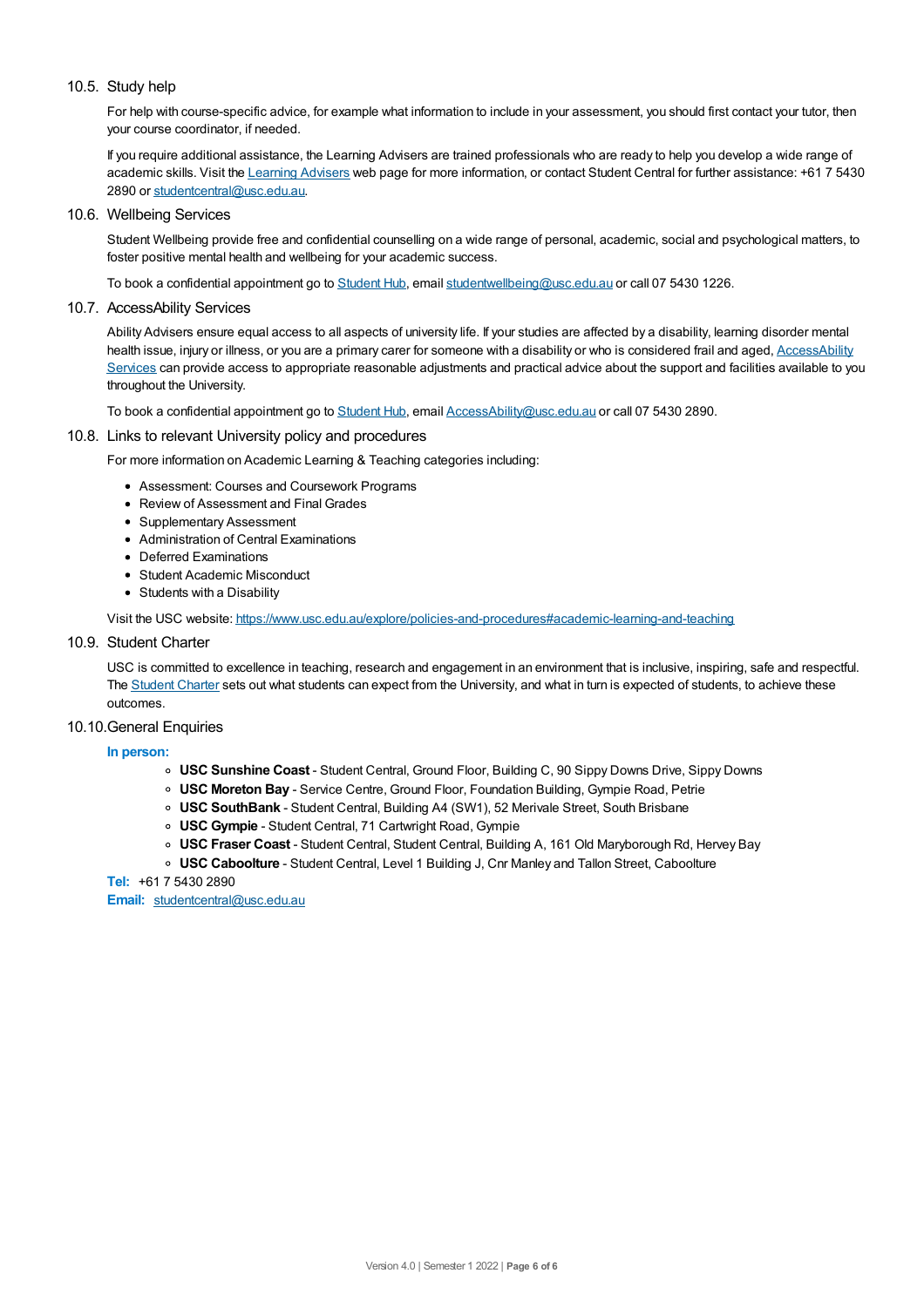### 10.5. Study help

For help with course-specific advice, for example what information to include in your assessment, you should first contact your tutor, then your course coordinator, if needed.

If you require additional assistance, the Learning Advisers are trained professionals who are ready to help you develop a wide range of academic skills. Visit the Learning Advisers web page for more information, or contact Student Central for further assistance: +61 7 5430 2890 or studentcentral@usc.edu.au.

### 10.6. Wellbeing Services

Student Wellbeing provide free and confidential counselling on a wide range of personal, academic, social and psychological matters, to foster positive mental health and wellbeing for your academic success.

To book a confidential appointment go to Student Hub, email studentwellbeing@usc.edu.au or call 07 5430 1226.

### 10.7. AccessAbility Services

Ability Advisers ensure equal access to all aspects of university life. If your studies are affected by a disability, learning disorder mental health issue, injury or illness, or you are a primary carer for someone with a disability or who is considered frail and aged, AccessAbility Services can provide access to appropriate reasonable adjustments and practical advice about the support and facilities available to you throughout the University.

To book a confidential appointment go to Student Hub, email AccessAbility@usc.edu.au or call 07 5430 2890.

### 10.8. Links to relevant University policy and procedures

For more information on Academic Learning & Teaching categories including:

- Assessment: Courses and Coursework Programs
- Review of Assessment and Final Grades
- Supplementary Assessment
- Administration of Central Examinations
- Deferred Examinations
- Student Academic Misconduct
- Students with a Disability

Visit the USC website: https://www.usc.edu.au/explore/policies-and-procedures#academic-learning-and-teaching

### 10.9. Student Charter

USC is committed to excellence in teaching, research and engagement in an environment that is inclusive, inspiring, safe and respectful. The Student Charter sets out what students can expect from the University, and what in turn is expected of students, to achieve these outcomes.

### 10.10. General Enquiries

**In person:**

- **USC Sunshine Coast** - Student Central, Ground Floor, Building C, 90 Sippy Downs Drive, Sippy Downs
- **USC Moreton Bay** - Service Centre, Ground Floor, Foundation Building, Gympie Road, Petrie
- **USC SouthBank** - Student Central, Building A4 (SW1), 52 Merivale Street, South Brisbane
- **USC Gympie** - Student Central, 71 Cartwright Road, Gympie
- **USC Fraser Coast** - Student Central, Student Central, Building A, 161 Old Maryborough Rd, Hervey Bay
- **USC Caboolture** - Student Central, Level 1 Building J, Cnr Manley and Tallon Street, Caboolture

**Tel:** +61 7 5430 2890

**Email:** studentcentral@usc.edu.au